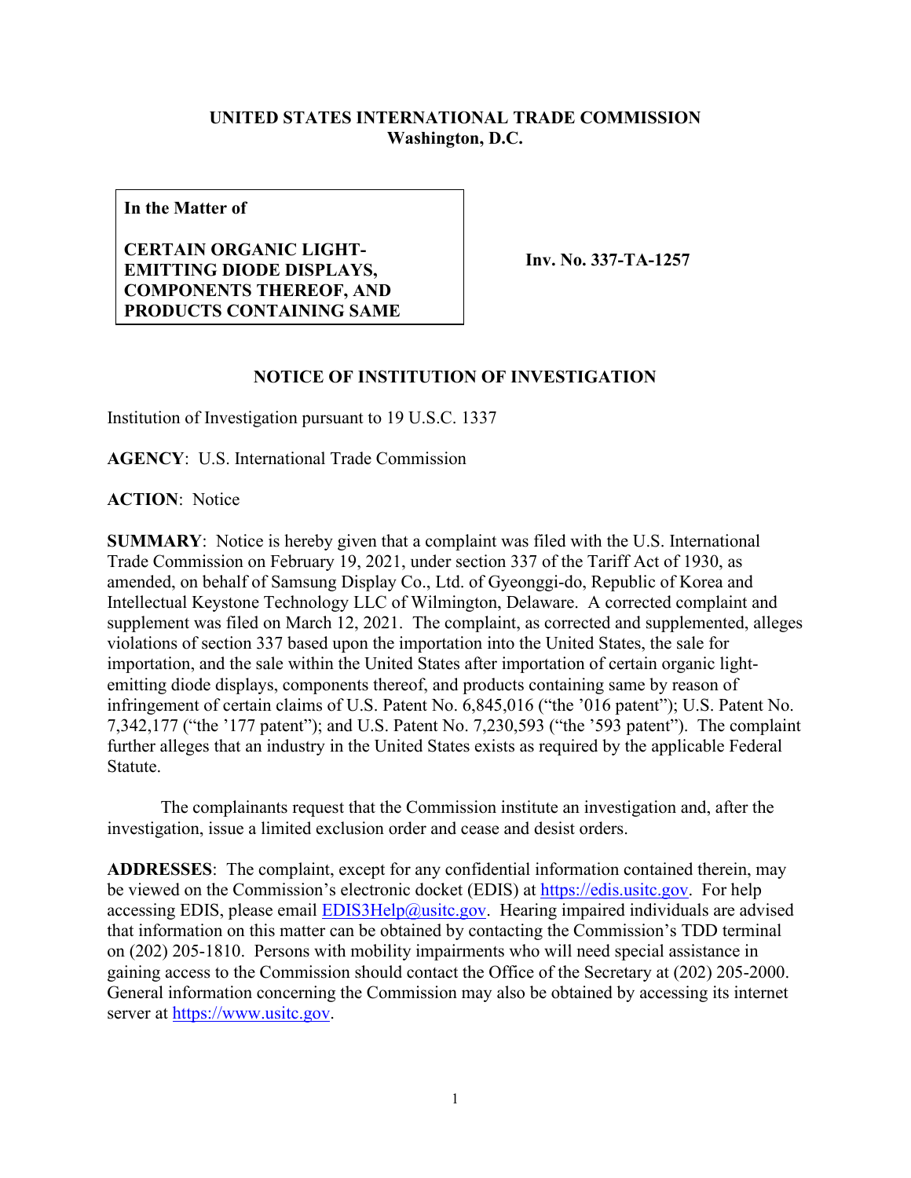**UNITED STATES INTERNATIONAL TRADE COMMISSION**
**Washington, D.C.**

| **In the Matter of**<br><br>**CERTAIN ORGANIC LIGHT-EMITTING DIODE DISPLAYS, COMPONENTS THEREOF, AND PRODUCTS CONTAINING SAME** | **Inv. No. 337-TA-1257** |
|---|---|

## NOTICE OF INSTITUTION OF INVESTIGATION

Institution of Investigation pursuant to 19 U.S.C. 1337

**AGENCY**: U.S. International Trade Commission

**ACTION**: Notice

**SUMMARY**: Notice is hereby given that a complaint was filed with the U.S. International Trade Commission on February 19, 2021, under section 337 of the Tariff Act of 1930, as amended, on behalf of Samsung Display Co., Ltd. of Gyeonggi-do, Republic of Korea and Intellectual Keystone Technology LLC of Wilmington, Delaware. A corrected complaint and supplement was filed on March 12, 2021. The complaint, as corrected and supplemented, alleges violations of section 337 based upon the importation into the United States, the sale for importation, and the sale within the United States after importation of certain organic light-emitting diode displays, components thereof, and products containing same by reason of infringement of certain claims of U.S. Patent No. 6,845,016 ("the '016 patent"); U.S. Patent No. 7,342,177 ("the '177 patent"); and U.S. Patent No. 7,230,593 ("the '593 patent"). The complaint further alleges that an industry in the United States exists as required by the applicable Federal Statute.

The complainants request that the Commission institute an investigation and, after the investigation, issue a limited exclusion order and cease and desist orders.

**ADDRESSES**: The complaint, except for any confidential information contained therein, may be viewed on the Commission's electronic docket (EDIS) at https://edis.usitc.gov. For help accessing EDIS, please email EDIS3Help@usitc.gov. Hearing impaired individuals are advised that information on this matter can be obtained by contacting the Commission's TDD terminal on (202) 205-1810. Persons with mobility impairments who will need special assistance in gaining access to the Commission should contact the Office of the Secretary at (202) 205-2000. General information concerning the Commission may also be obtained by accessing its internet server at https://www.usitc.gov.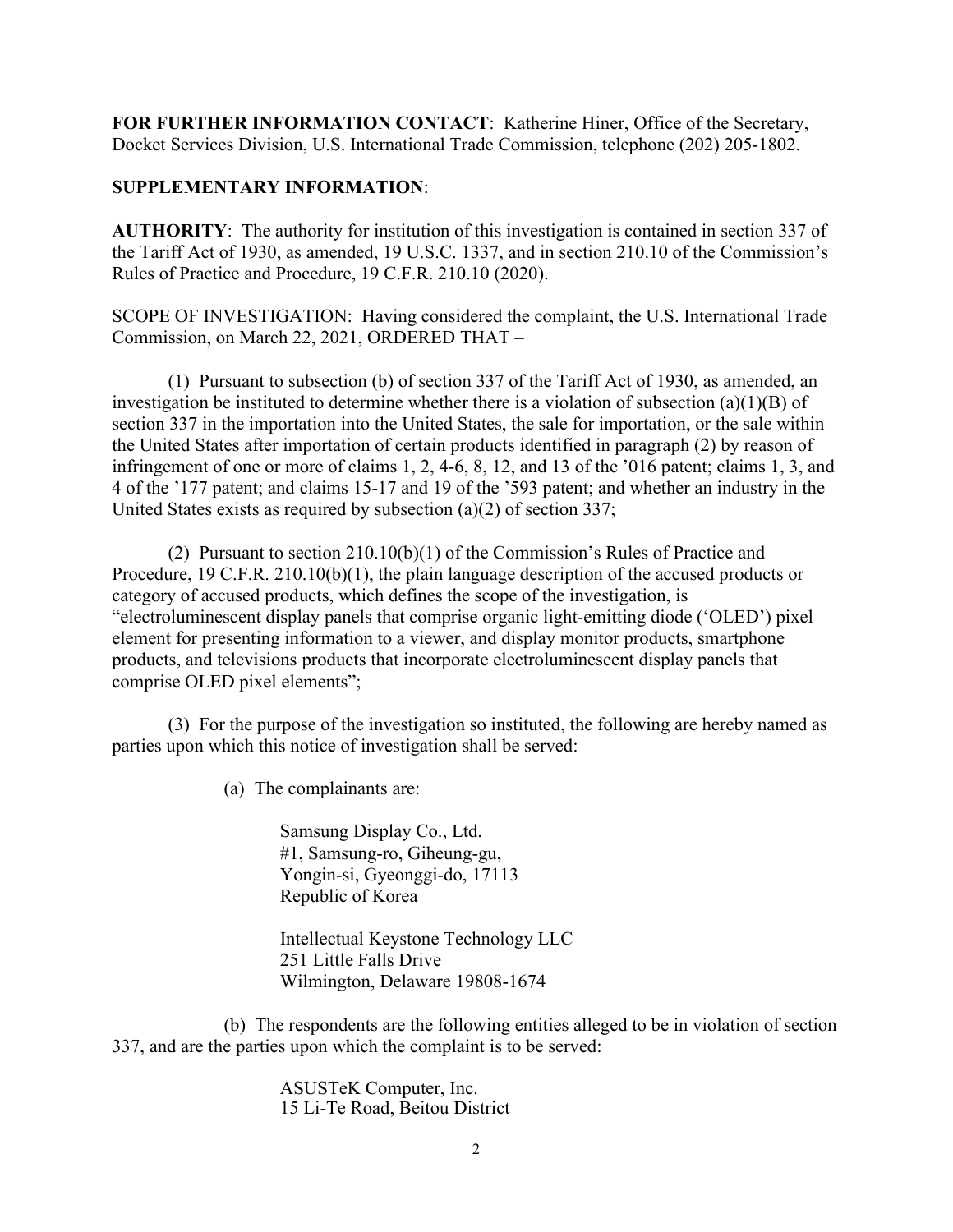**FOR FURTHER INFORMATION CONTACT**: Katherine Hiner, Office of the Secretary, Docket Services Division, U.S. International Trade Commission, telephone (202) 205-1802.

**SUPPLEMENTARY INFORMATION**:

**AUTHORITY**: The authority for institution of this investigation is contained in section 337 of the Tariff Act of 1930, as amended, 19 U.S.C. 1337, and in section 210.10 of the Commission's Rules of Practice and Procedure, 19 C.F.R. 210.10 (2020).

SCOPE OF INVESTIGATION: Having considered the complaint, the U.S. International Trade Commission, on March 22, 2021, ORDERED THAT –

(1) Pursuant to subsection (b) of section 337 of the Tariff Act of 1930, as amended, an investigation be instituted to determine whether there is a violation of subsection (a)(1)(B) of section 337 in the importation into the United States, the sale for importation, or the sale within the United States after importation of certain products identified in paragraph (2) by reason of infringement of one or more of claims 1, 2, 4-6, 8, 12, and 13 of the '016 patent; claims 1, 3, and 4 of the '177 patent; and claims 15-17 and 19 of the '593 patent; and whether an industry in the United States exists as required by subsection (a)(2) of section 337;

(2) Pursuant to section 210.10(b)(1) of the Commission's Rules of Practice and Procedure, 19 C.F.R. 210.10(b)(1), the plain language description of the accused products or category of accused products, which defines the scope of the investigation, is "electroluminescent display panels that comprise organic light-emitting diode ('OLED') pixel element for presenting information to a viewer, and display monitor products, smartphone products, and televisions products that incorporate electroluminescent display panels that comprise OLED pixel elements";

(3) For the purpose of the investigation so instituted, the following are hereby named as parties upon which this notice of investigation shall be served:

(a) The complainants are:

Samsung Display Co., Ltd.
#1, Samsung-ro, Giheung-gu,
Yongin-si, Gyeonggi-do, 17113
Republic of Korea

Intellectual Keystone Technology LLC
251 Little Falls Drive
Wilmington, Delaware 19808-1674

(b) The respondents are the following entities alleged to be in violation of section 337, and are the parties upon which the complaint is to be served:

ASUSTeK Computer, Inc.
15 Li-Te Road, Beitou District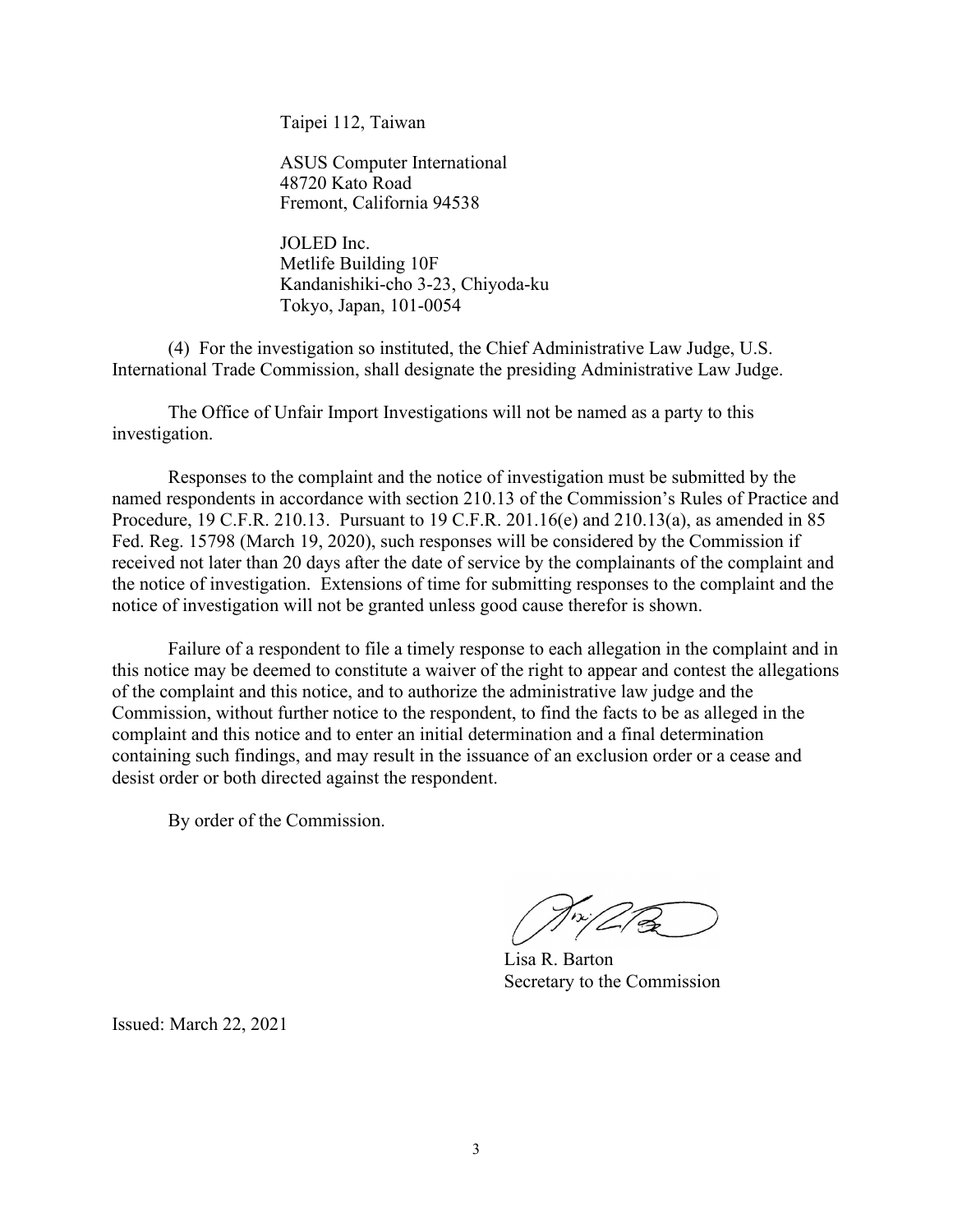Taipei 112, Taiwan

ASUS Computer International
48720 Kato Road
Fremont, California 94538

JOLED Inc.
Metlife Building 10F
Kandanishiki-cho 3-23, Chiyoda-ku
Tokyo, Japan, 101-0054

(4) For the investigation so instituted, the Chief Administrative Law Judge, U.S. International Trade Commission, shall designate the presiding Administrative Law Judge.

The Office of Unfair Import Investigations will not be named as a party to this investigation.

Responses to the complaint and the notice of investigation must be submitted by the named respondents in accordance with section 210.13 of the Commission's Rules of Practice and Procedure, 19 C.F.R. 210.13. Pursuant to 19 C.F.R. 201.16(e) and 210.13(a), as amended in 85 Fed. Reg. 15798 (March 19, 2020), such responses will be considered by the Commission if received not later than 20 days after the date of service by the complainants of the complaint and the notice of investigation. Extensions of time for submitting responses to the complaint and the notice of investigation will not be granted unless good cause therefor is shown.

Failure of a respondent to file a timely response to each allegation in the complaint and in this notice may be deemed to constitute a waiver of the right to appear and contest the allegations of the complaint and this notice, and to authorize the administrative law judge and the Commission, without further notice to the respondent, to find the facts to be as alleged in the complaint and this notice and to enter an initial determination and a final determination containing such findings, and may result in the issuance of an exclusion order or a cease and desist order or both directed against the respondent.

By order of the Commission.

Lisa R. Barton
Secretary to the Commission

Issued: March 22, 2021